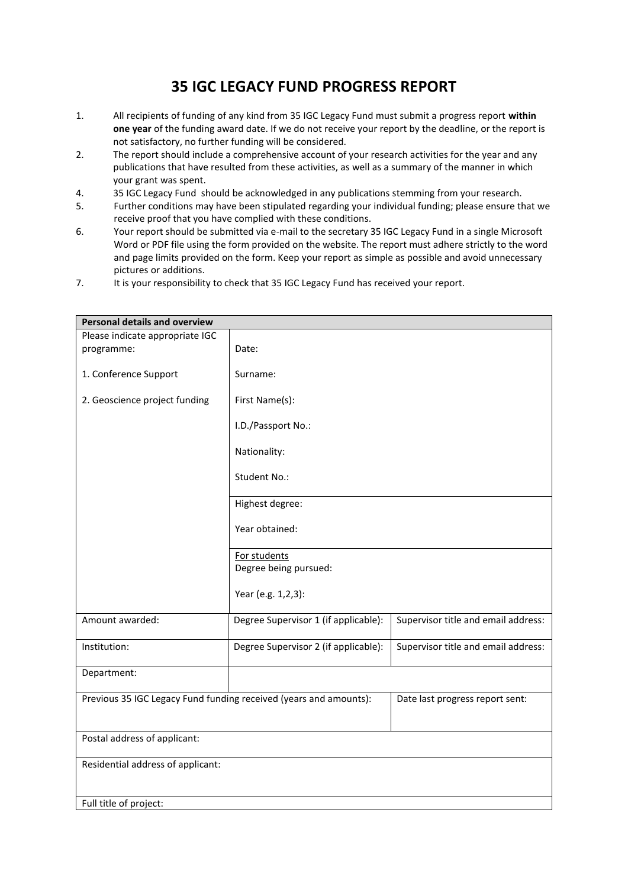# 35 IGC LEGACY FUND PROGRESS REPORT

1. All recipients of funding of any kind from 35 IGC Legacy Fund must submit a progress report **within one year** of the funding award date. If we do not receive your report by the deadline, or the report is not satisfactory, no further funding will be considered.
2. The report should include a comprehensive account of your research activities for the year and any publications that have resulted from these activities, as well as a summary of the manner in which your grant was spent.
4. 35 IGC Legacy Fund should be acknowledged in any publications stemming from your research.
5. Further conditions may have been stipulated regarding your individual funding; please ensure that we receive proof that you have complied with these conditions.
6. Your report should be submitted via e-mail to the secretary 35 IGC Legacy Fund in a single Microsoft Word or PDF file using the form provided on the website. The report must adhere strictly to the word and page limits provided on the form. Keep your report as simple as possible and avoid unnecessary pictures or additions.
7. It is your responsibility to check that 35 IGC Legacy Fund has received your report.

| **Personal details and overview** | | |
|---|---|---|
| Please indicate appropriate IGC programme:<br><br>1. Conference Support<br><br>2. Geoscience project funding | Date:<br><br>Surname:<br><br>First Name(s):<br><br>I.D./Passport No.:<br><br>Nationality:<br><br>Student No.: | |
| | Highest degree:<br><br>Year obtained: | |
| | For students<br>Degree being pursued:<br><br>Year (e.g. 1,2,3): | |
| Amount awarded: | Degree Supervisor 1 (if applicable): | Supervisor title and email address: |
| Institution: | Degree Supervisor 2 (if applicable): | Supervisor title and email address: |
| Department: | | |
| Previous 35 IGC Legacy Fund funding received (years and amounts): | | Date last progress report sent: |
| Postal address of applicant: | | |
| Residential address of applicant: | | |
| Full title of project: | | |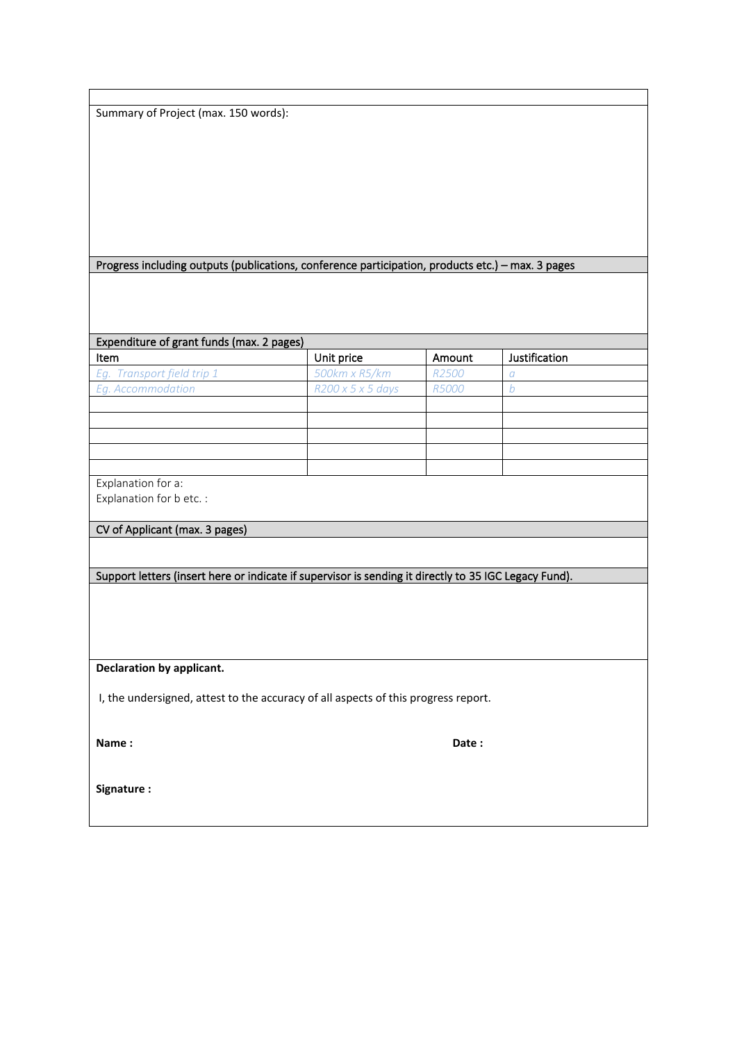Summary of Project (max. 150 words):

## Progress including outputs (publications, conference participation, products etc.) – max. 3 pages

## Expenditure of grant funds (max. 2 pages)

| Item | Unit price | Amount | Justification |
|---|---|---|---|
| *Eg. Transport field trip 1* | *500km x R5/km* | *R2500* | *a* |
| *Eg. Accommodation* | *R200 x 5 x 5 days* | *R5000* | *b* |
| | | | |
| | | | |
| | | | |
| | | | |
| | | | |

Explanation for a:

Explanation for b etc. :

## CV of Applicant (max. 3 pages)

## Support letters (insert here or indicate if supervisor is sending it directly to 35 IGC Legacy Fund).

**Declaration by applicant.**

I, the undersigned, attest to the accuracy of all aspects of this progress report.

**Name :** **Date :**

**Signature :**